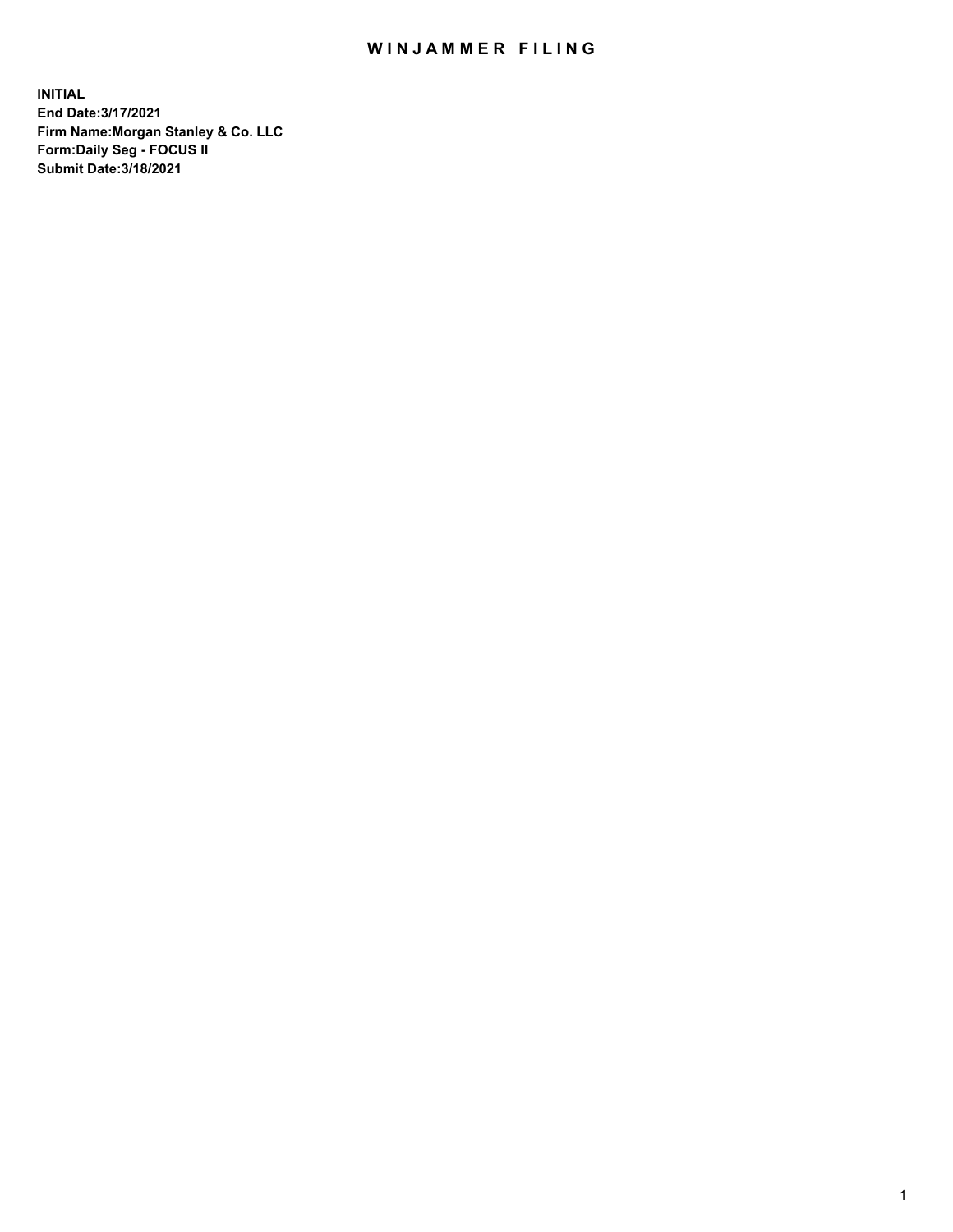# WINJAMMER FILING

**INITIAL**
**End Date:3/17/2021**
**Firm Name:Morgan Stanley & Co. LLC**
**Form:Daily Seg - FOCUS II**
**Submit Date:3/18/2021**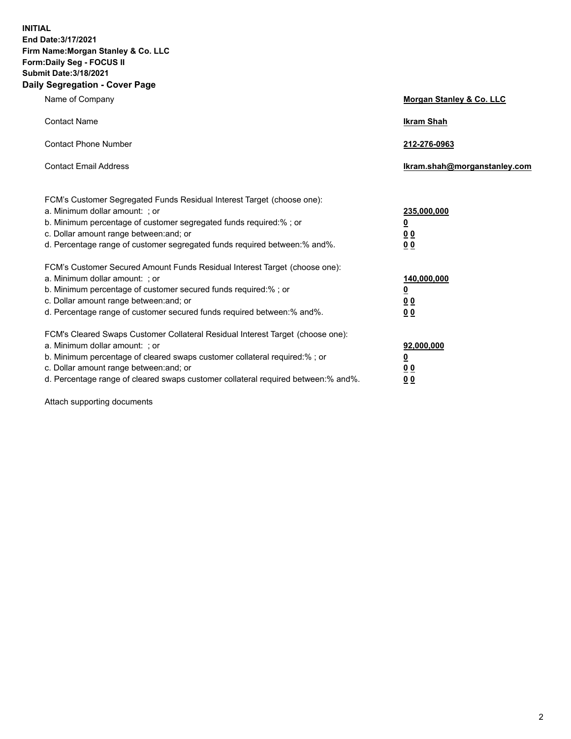**INITIAL**
**End Date:3/17/2021**
**Firm Name:Morgan Stanley & Co. LLC**
**Form:Daily Seg - FOCUS II**
**Submit Date:3/18/2021**

## Daily Segregation - Cover Page

| | |
|---|---|
| Name of Company | **Morgan Stanley & Co. LLC** |
| Contact Name | **Ikram Shah** |
| Contact Phone Number | **212-276-0963** |
| Contact Email Address | **Ikram.shah@morganstanley.com** |

| | |
|---|---|
| FCM's Customer Segregated Funds Residual Interest Target (choose one): | |
| a. Minimum dollar amount: ; or | **235,000,000** |
| b. Minimum percentage of customer segregated funds required:% ; or | **0** |
| c. Dollar amount range between:and; or | **0 0** |
| d. Percentage range of customer segregated funds required between:% and%. | **0 0** |
| FCM's Customer Secured Amount Funds Residual Interest Target (choose one): | |
| a. Minimum dollar amount: ; or | **140,000,000** |
| b. Minimum percentage of customer secured funds required:% ; or | **0** |
| c. Dollar amount range between:and; or | **0 0** |
| d. Percentage range of customer secured funds required between:% and%. | **0 0** |
| FCM's Cleared Swaps Customer Collateral Residual Interest Target (choose one): | |
| a. Minimum dollar amount: ; or | **92,000,000** |
| b. Minimum percentage of cleared swaps customer collateral required:% ; or | **0** |
| c. Dollar amount range between:and; or | **0 0** |
| d. Percentage range of cleared swaps customer collateral required between:% and%. | **0 0** |

Attach supporting documents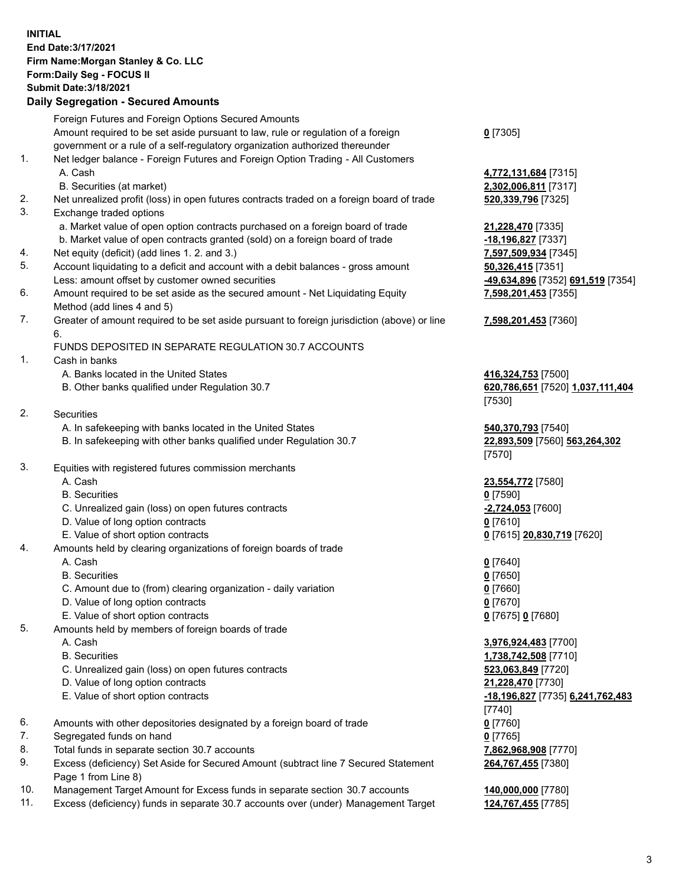**INITIAL**
**End Date:3/17/2021**
**Firm Name:Morgan Stanley & Co. LLC**
**Form:Daily Seg - FOCUS II**
**Submit Date:3/18/2021**

## Daily Segregation - Secured Amounts

| | | |
|---|---|---|
| | Foreign Futures and Foreign Options Secured Amounts | |
| | Amount required to be set aside pursuant to law, rule or regulation of a foreign government or a rule of a self-regulatory organization authorized thereunder | **0** [7305] |
| 1. | Net ledger balance - Foreign Futures and Foreign Option Trading - All Customers | |
| | A. Cash | **4,772,131,684** [7315] |
| | B. Securities (at market) | **2,302,006,811** [7317] |
| 2. | Net unrealized profit (loss) in open futures contracts traded on a foreign board of trade | **520,339,796** [7325] |
| 3. | Exchange traded options | |
| | a. Market value of open option contracts purchased on a foreign board of trade | **21,228,470** [7335] |
| | b. Market value of open contracts granted (sold) on a foreign board of trade | **-18,196,827** [7337] |
| 4. | Net equity (deficit) (add lines 1. 2. and 3.) | **7,597,509,934** [7345] |
| 5. | Account liquidating to a deficit and account with a debit balances - gross amount | **50,326,415** [7351] |
| | Less: amount offset by customer owned securities | **-49,634,896** [7352] **691,519** [7354] |
| 6. | Amount required to be set aside as the secured amount - Net Liquidating Equity Method (add lines 4 and 5) | **7,598,201,453** [7355] |
| 7. | Greater of amount required to be set aside pursuant to foreign jurisdiction (above) or line 6. | **7,598,201,453** [7360] |
| | FUNDS DEPOSITED IN SEPARATE REGULATION 30.7 ACCOUNTS | |
| 1. | Cash in banks | |
| | A. Banks located in the United States | **416,324,753** [7500] |
| | B. Other banks qualified under Regulation 30.7 | **620,786,651** [7520] **1,037,111,404** [7530] |
| 2. | Securities | |
| | A. In safekeeping with banks located in the United States | **540,370,793** [7540] |
| | B. In safekeeping with other banks qualified under Regulation 30.7 | **22,893,509** [7560] **563,264,302** [7570] |
| 3. | Equities with registered futures commission merchants | |
| | A. Cash | **23,554,772** [7580] |
| | B. Securities | **0** [7590] |
| | C. Unrealized gain (loss) on open futures contracts | **-2,724,053** [7600] |
| | D. Value of long option contracts | **0** [7610] |
| | E. Value of short option contracts | **0** [7615] **20,830,719** [7620] |
| 4. | Amounts held by clearing organizations of foreign boards of trade | |
| | A. Cash | **0** [7640] |
| | B. Securities | **0** [7650] |
| | C. Amount due to (from) clearing organization - daily variation | **0** [7660] |
| | D. Value of long option contracts | **0** [7670] |
| | E. Value of short option contracts | **0** [7675] **0** [7680] |
| 5. | Amounts held by members of foreign boards of trade | |
| | A. Cash | **3,976,924,483** [7700] |
| | B. Securities | **1,738,742,508** [7710] |
| | C. Unrealized gain (loss) on open futures contracts | **523,063,849** [7720] |
| | D. Value of long option contracts | **21,228,470** [7730] |
| | E. Value of short option contracts | **-18,196,827** [7735] **6,241,762,483** [7740] |
| 6. | Amounts with other depositories designated by a foreign board of trade | **0** [7760] |
| 7. | Segregated funds on hand | **0** [7765] |
| 8. | Total funds in separate section 30.7 accounts | **7,862,968,908** [7770] |
| 9. | Excess (deficiency) Set Aside for Secured Amount (subtract line 7 Secured Statement Page 1 from Line 8) | **264,767,455** [7380] |
| 10. | Management Target Amount for Excess funds in separate section 30.7 accounts | **140,000,000** [7780] |
| 11. | Excess (deficiency) funds in separate 30.7 accounts over (under) Management Target | **124,767,455** [7785] |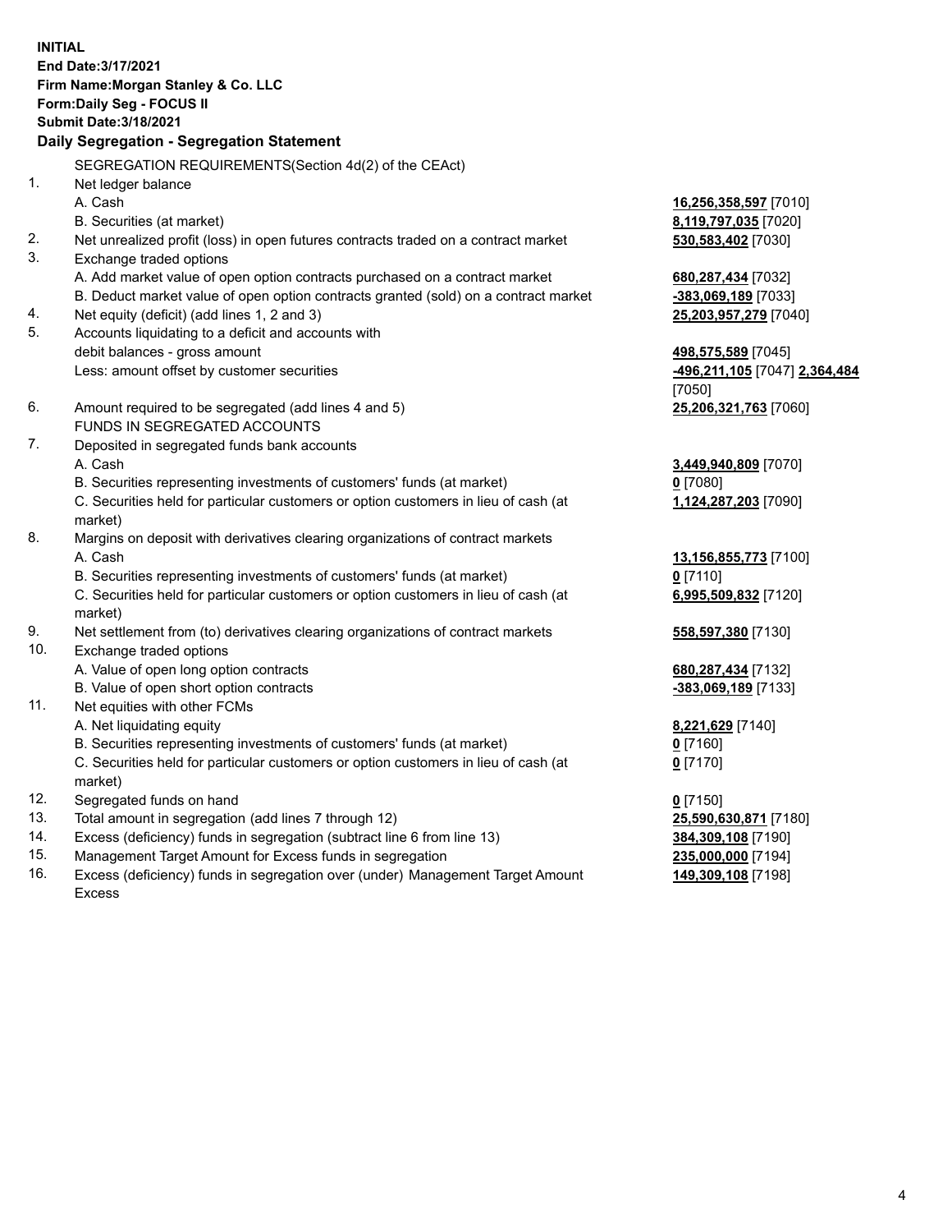**INITIAL**
**End Date:3/17/2021**
**Firm Name:Morgan Stanley & Co. LLC**
**Form:Daily Seg - FOCUS II**
**Submit Date:3/18/2021**

## Daily Segregation - Segregation Statement

SEGREGATION REQUIREMENTS(Section 4d(2) of the CEAct)

| | | |
|---|---|---|
| 1. | Net ledger balance | |
| | A. Cash | **16,256,358,597** [7010] |
| | B. Securities (at market) | **8,119,797,035** [7020] |
| 2. | Net unrealized profit (loss) in open futures contracts traded on a contract market | **530,583,402** [7030] |
| 3. | Exchange traded options | |
| | A. Add market value of open option contracts purchased on a contract market | **680,287,434** [7032] |
| | B. Deduct market value of open option contracts granted (sold) on a contract market | **-383,069,189** [7033] |
| 4. | Net equity (deficit) (add lines 1, 2 and 3) | **25,203,957,279** [7040] |
| 5. | Accounts liquidating to a deficit and accounts with debit balances - gross amount | **498,575,589** [7045] |
| | Less: amount offset by customer securities | **-496,211,105** [7047] **2,364,484** [7050] |
| 6. | Amount required to be segregated (add lines 4 and 5) | **25,206,321,763** [7060] |
| | FUNDS IN SEGREGATED ACCOUNTS | |
| 7. | Deposited in segregated funds bank accounts | |
| | A. Cash | **3,449,940,809** [7070] |
| | B. Securities representing investments of customers' funds (at market) | **0** [7080] |
| | C. Securities held for particular customers or option customers in lieu of cash (at market) | **1,124,287,203** [7090] |
| 8. | Margins on deposit with derivatives clearing organizations of contract markets | |
| | A. Cash | **13,156,855,773** [7100] |
| | B. Securities representing investments of customers' funds (at market) | **0** [7110] |
| | C. Securities held for particular customers or option customers in lieu of cash (at market) | **6,995,509,832** [7120] |
| 9. | Net settlement from (to) derivatives clearing organizations of contract markets | **558,597,380** [7130] |
| 10. | Exchange traded options | |
| | A. Value of open long option contracts | **680,287,434** [7132] |
| | B. Value of open short option contracts | **-383,069,189** [7133] |
| 11. | Net equities with other FCMs | |
| | A. Net liquidating equity | **8,221,629** [7140] |
| | B. Securities representing investments of customers' funds (at market) | **0** [7160] |
| | C. Securities held for particular customers or option customers in lieu of cash (at market) | **0** [7170] |
| 12. | Segregated funds on hand | **0** [7150] |
| 13. | Total amount in segregation (add lines 7 through 12) | **25,590,630,871** [7180] |
| 14. | Excess (deficiency) funds in segregation (subtract line 6 from line 13) | **384,309,108** [7190] |
| 15. | Management Target Amount for Excess funds in segregation | **235,000,000** [7194] |
| 16. | Excess (deficiency) funds in segregation over (under) Management Target Amount Excess | **149,309,108** [7198] |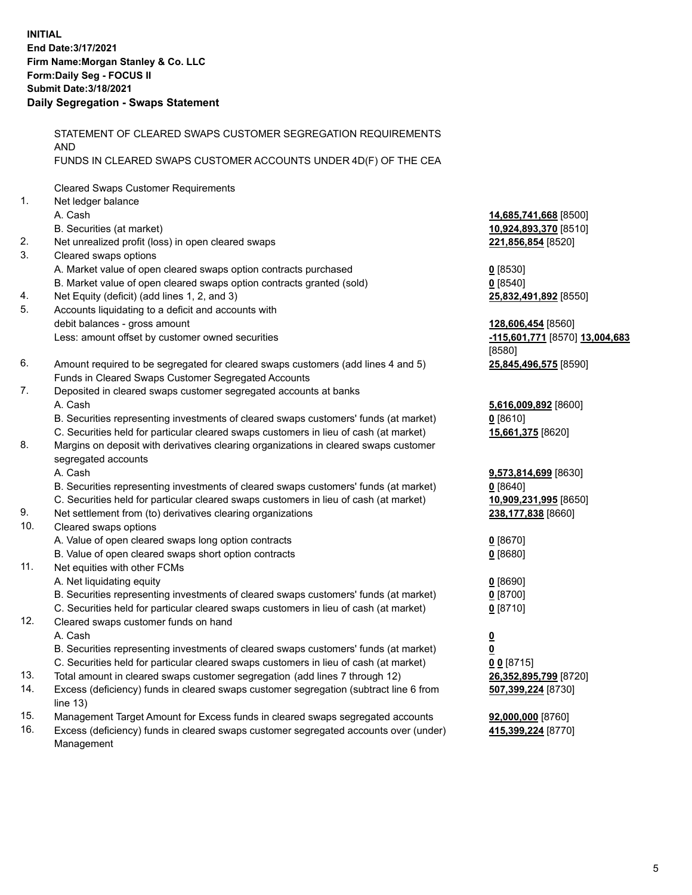**INITIAL**
**End Date:3/17/2021**
**Firm Name:Morgan Stanley & Co. LLC**
**Form:Daily Seg - FOCUS II**
**Submit Date:3/18/2021**
**Daily Segregation - Swaps Statement**

STATEMENT OF CLEARED SWAPS CUSTOMER SEGREGATION REQUIREMENTS AND FUNDS IN CLEARED SWAPS CUSTOMER ACCOUNTS UNDER 4D(F) OF THE CEA

| | | |
|---|---|---|
| | Cleared Swaps Customer Requirements | |
| 1. | Net ledger balance | |
| | A. Cash | **14,685,741,668** [8500] |
| | B. Securities (at market) | **10,924,893,370** [8510] |
| 2. | Net unrealized profit (loss) in open cleared swaps | **221,856,854** [8520] |
| 3. | Cleared swaps options | |
| | A. Market value of open cleared swaps option contracts purchased | **0** [8530] |
| | B. Market value of open cleared swaps option contracts granted (sold) | **0** [8540] |
| 4. | Net Equity (deficit) (add lines 1, 2, and 3) | **25,832,491,892** [8550] |
| 5. | Accounts liquidating to a deficit and accounts with debit balances - gross amount | **128,606,454** [8560] |
| | Less: amount offset by customer owned securities | **-115,601,771** [8570] **13,004,683** [8580] |
| 6. | Amount required to be segregated for cleared swaps customers (add lines 4 and 5) | **25,845,496,575** [8590] |
| | Funds in Cleared Swaps Customer Segregated Accounts | |
| 7. | Deposited in cleared swaps customer segregated accounts at banks | |
| | A. Cash | **5,616,009,892** [8600] |
| | B. Securities representing investments of cleared swaps customers' funds (at market) | **0** [8610] |
| | C. Securities held for particular cleared swaps customers in lieu of cash (at market) | **15,661,375** [8620] |
| 8. | Margins on deposit with derivatives clearing organizations in cleared swaps customer segregated accounts | |
| | A. Cash | **9,573,814,699** [8630] |
| | B. Securities representing investments of cleared swaps customers' funds (at market) | **0** [8640] |
| | C. Securities held for particular cleared swaps customers in lieu of cash (at market) | **10,909,231,995** [8650] |
| 9. | Net settlement from (to) derivatives clearing organizations | **238,177,838** [8660] |
| 10. | Cleared swaps options | |
| | A. Value of open cleared swaps long option contracts | **0** [8670] |
| | B. Value of open cleared swaps short option contracts | **0** [8680] |
| 11. | Net equities with other FCMs | |
| | A. Net liquidating equity | **0** [8690] |
| | B. Securities representing investments of cleared swaps customers' funds (at market) | **0** [8700] |
| | C. Securities held for particular cleared swaps customers in lieu of cash (at market) | **0** [8710] |
| 12. | Cleared swaps customer funds on hand | |
| | A. Cash | **0** |
| | B. Securities representing investments of cleared swaps customers' funds (at market) | **0** |
| | C. Securities held for particular cleared swaps customers in lieu of cash (at market) | **0** **0** [8715] |
| 13. | Total amount in cleared swaps customer segregation (add lines 7 through 12) | **26,352,895,799** [8720] |
| 14. | Excess (deficiency) funds in cleared swaps customer segregation (subtract line 6 from line 13) | **507,399,224** [8730] |
| 15. | Management Target Amount for Excess funds in cleared swaps segregated accounts | **92,000,000** [8760] |
| 16. | Excess (deficiency) funds in cleared swaps customer segregated accounts over (under) Management | **415,399,224** [8770] |